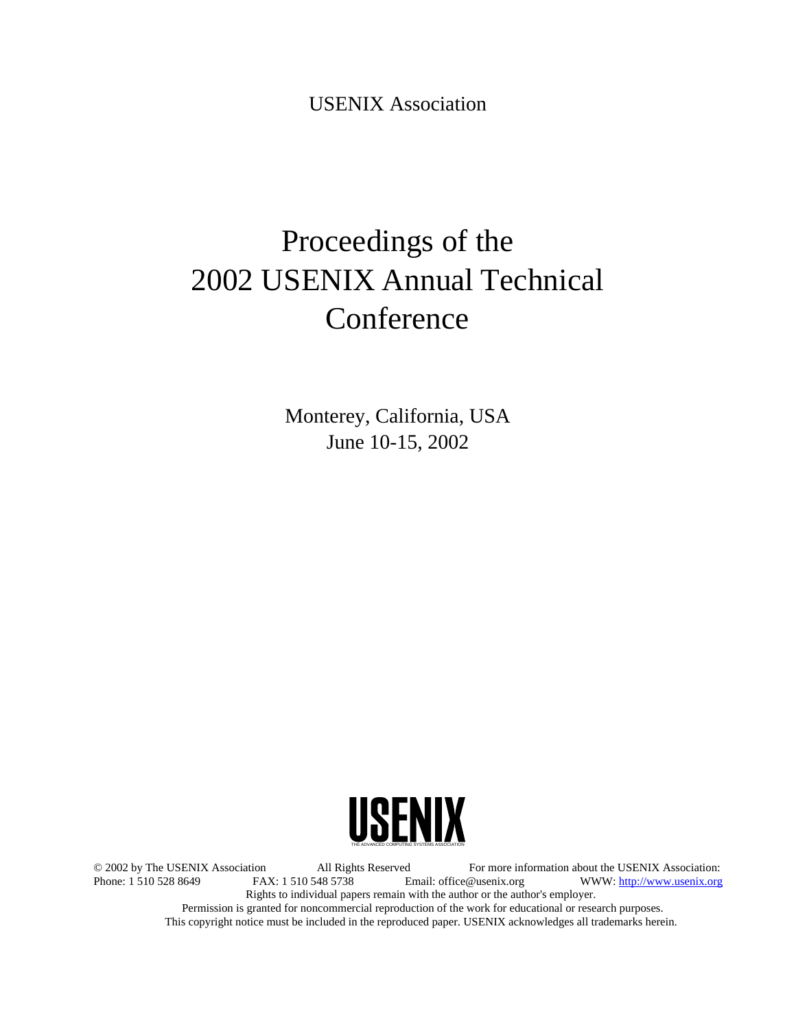USENIX Association

# Proceedings of the 2002 USENIX Annual Technical Conference

Monterey, California, USA
June 10-15, 2002

USENIX
THE ADVANCED COMPUTING SYSTEMS ASSOCIATION

© 2002 by The USENIX Association All Rights Reserved For more information about the USENIX Association:
Phone: 1 510 528 8649 FAX: 1 510 548 5738 Email: office@usenix.org WWW: http://www.usenix.org
Rights to individual papers remain with the author or the author's employer.
Permission is granted for noncommercial reproduction of the work for educational or research purposes.
This copyright notice must be included in the reproduced paper. USENIX acknowledges all trademarks herein.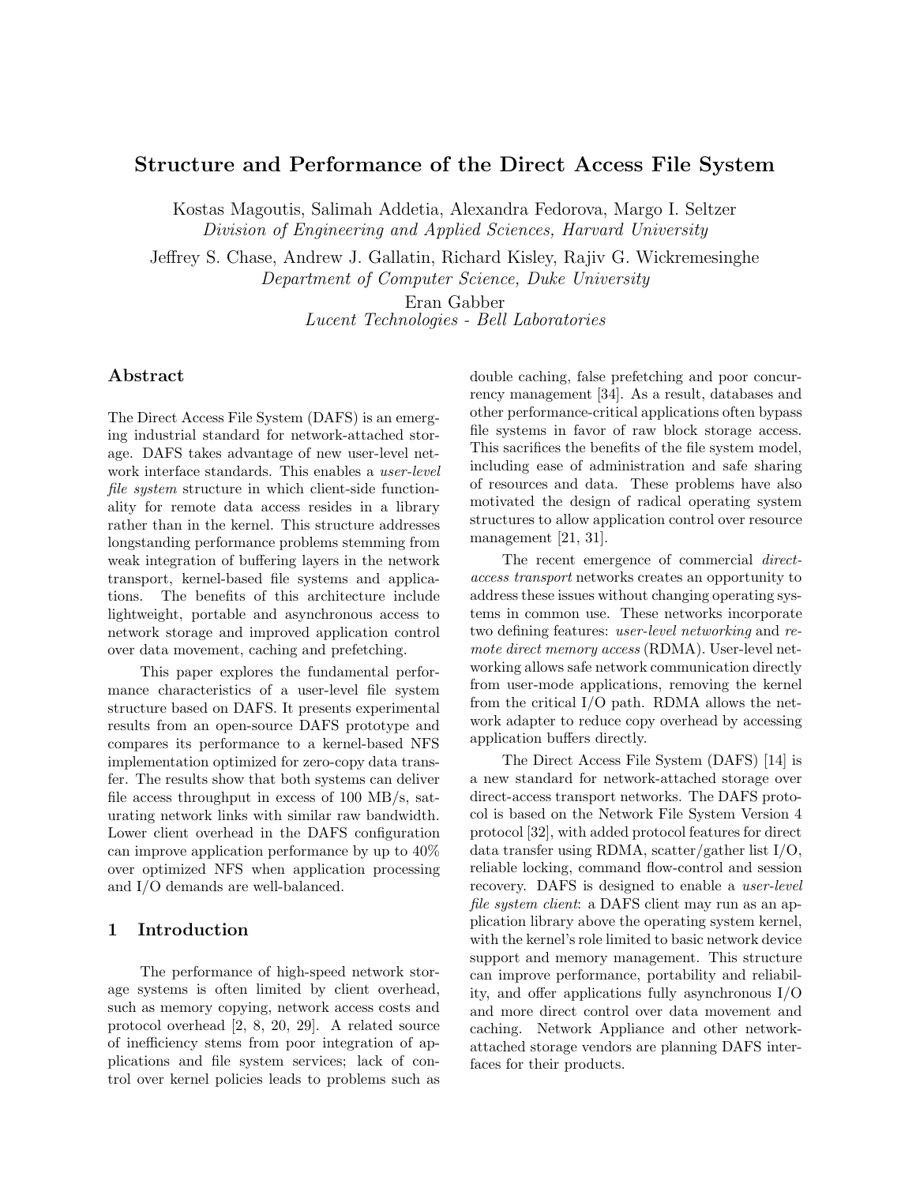# Structure and Performance of the Direct Access File System

Kostas Magoutis, Salimah Addetia, Alexandra Fedorova, Margo I. Seltzer
*Division of Engineering and Applied Sciences, Harvard University*

Jeffrey S. Chase, Andrew J. Gallatin, Richard Kisley, Rajiv G. Wickremesinghe
*Department of Computer Science, Duke University*

Eran Gabber
*Lucent Technologies - Bell Laboratories*

## Abstract

The Direct Access File System (DAFS) is an emerging industrial standard for network-attached storage. DAFS takes advantage of new user-level network interface standards. This enables a *user-level file system* structure in which client-side functionality for remote data access resides in a library rather than in the kernel. This structure addresses longstanding performance problems stemming from weak integration of buffering layers in the network transport, kernel-based file systems and applications. The benefits of this architecture include lightweight, portable and asynchronous access to network storage and improved application control over data movement, caching and prefetching.

This paper explores the fundamental performance characteristics of a user-level file system structure based on DAFS. It presents experimental results from an open-source DAFS prototype and compares its performance to a kernel-based NFS implementation optimized for zero-copy data transfer. The results show that both systems can deliver file access throughput in excess of 100 MB/s, saturating network links with similar raw bandwidth. Lower client overhead in the DAFS configuration can improve application performance by up to 40% over optimized NFS when application processing and I/O demands are well-balanced.

## 1 Introduction

The performance of high-speed network storage systems is often limited by client overhead, such as memory copying, network access costs and protocol overhead [2, 8, 20, 29]. A related source of inefficiency stems from poor integration of applications and file system services; lack of control over kernel policies leads to problems such as double caching, false prefetching and poor concurrency management [34]. As a result, databases and other performance-critical applications often bypass file systems in favor of raw block storage access. This sacrifices the benefits of the file system model, including ease of administration and safe sharing of resources and data. These problems have also motivated the design of radical operating system structures to allow application control over resource management [21, 31].

The recent emergence of commercial *direct-access transport* networks creates an opportunity to address these issues without changing operating systems in common use. These networks incorporate two defining features: *user-level networking* and *remote direct memory access* (RDMA). User-level networking allows safe network communication directly from user-mode applications, removing the kernel from the critical I/O path. RDMA allows the network adapter to reduce copy overhead by accessing application buffers directly.

The Direct Access File System (DAFS) [14] is a new standard for network-attached storage over direct-access transport networks. The DAFS protocol is based on the Network File System Version 4 protocol [32], with added protocol features for direct data transfer using RDMA, scatter/gather list I/O, reliable locking, command flow-control and session recovery. DAFS is designed to enable a *user-level file system client*: a DAFS client may run as an application library above the operating system kernel, with the kernel's role limited to basic network device support and memory management. This structure can improve performance, portability and reliability, and offer applications fully asynchronous I/O and more direct control over data movement and caching. Network Appliance and other network-attached storage vendors are planning DAFS interfaces for their products.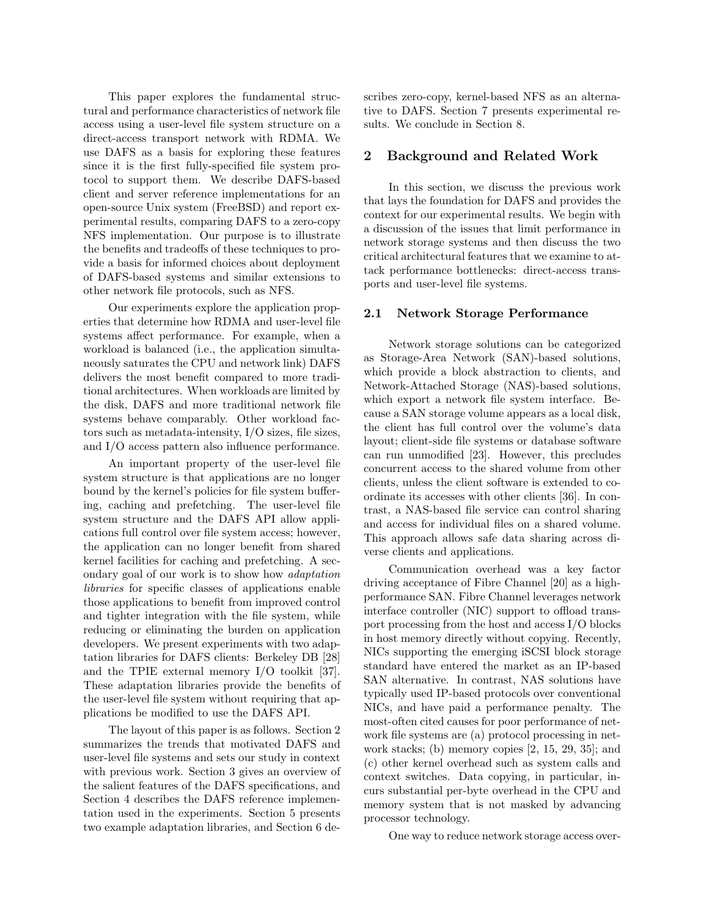This paper explores the fundamental structural and performance characteristics of network file access using a user-level file system structure on a direct-access transport network with RDMA. We use DAFS as a basis for exploring these features since it is the first fully-specified file system protocol to support them. We describe DAFS-based client and server reference implementations for an open-source Unix system (FreeBSD) and report experimental results, comparing DAFS to a zero-copy NFS implementation. Our purpose is to illustrate the benefits and tradeoffs of these techniques to provide a basis for informed choices about deployment of DAFS-based systems and similar extensions to other network file protocols, such as NFS.

Our experiments explore the application properties that determine how RDMA and user-level file systems affect performance. For example, when a workload is balanced (i.e., the application simultaneously saturates the CPU and network link) DAFS delivers the most benefit compared to more traditional architectures. When workloads are limited by the disk, DAFS and more traditional network file systems behave comparably. Other workload factors such as metadata-intensity, I/O sizes, file sizes, and I/O access pattern also influence performance.

An important property of the user-level file system structure is that applications are no longer bound by the kernel's policies for file system buffering, caching and prefetching. The user-level file system structure and the DAFS API allow applications full control over file system access; however, the application can no longer benefit from shared kernel facilities for caching and prefetching. A secondary goal of our work is to show how *adaptation libraries* for specific classes of applications enable those applications to benefit from improved control and tighter integration with the file system, while reducing or eliminating the burden on application developers. We present experiments with two adaptation libraries for DAFS clients: Berkeley DB [28] and the TPIE external memory I/O toolkit [37]. These adaptation libraries provide the benefits of the user-level file system without requiring that applications be modified to use the DAFS API.

The layout of this paper is as follows. Section 2 summarizes the trends that motivated DAFS and user-level file systems and sets our study in context with previous work. Section 3 gives an overview of the salient features of the DAFS specifications, and Section 4 describes the DAFS reference implementation used in the experiments. Section 5 presents two example adaptation libraries, and Section 6 describes zero-copy, kernel-based NFS as an alternative to DAFS. Section 7 presents experimental results. We conclude in Section 8.

## 2 Background and Related Work

In this section, we discuss the previous work that lays the foundation for DAFS and provides the context for our experimental results. We begin with a discussion of the issues that limit performance in network storage systems and then discuss the two critical architectural features that we examine to attack performance bottlenecks: direct-access transports and user-level file systems.

### 2.1 Network Storage Performance

Network storage solutions can be categorized as Storage-Area Network (SAN)-based solutions, which provide a block abstraction to clients, and Network-Attached Storage (NAS)-based solutions, which export a network file system interface. Because a SAN storage volume appears as a local disk, the client has full control over the volume's data layout; client-side file systems or database software can run unmodified [23]. However, this precludes concurrent access to the shared volume from other clients, unless the client software is extended to coordinate its accesses with other clients [36]. In contrast, a NAS-based file service can control sharing and access for individual files on a shared volume. This approach allows safe data sharing across diverse clients and applications.

Communication overhead was a key factor driving acceptance of Fibre Channel [20] as a high-performance SAN. Fibre Channel leverages network interface controller (NIC) support to offload transport processing from the host and access I/O blocks in host memory directly without copying. Recently, NICs supporting the emerging iSCSI block storage standard have entered the market as an IP-based SAN alternative. In contrast, NAS solutions have typically used IP-based protocols over conventional NICs, and have paid a performance penalty. The most-often cited causes for poor performance of network file systems are (a) protocol processing in network stacks; (b) memory copies [2, 15, 29, 35]; and (c) other kernel overhead such as system calls and context switches. Data copying, in particular, incurs substantial per-byte overhead in the CPU and memory system that is not masked by advancing processor technology.

One way to reduce network storage access over-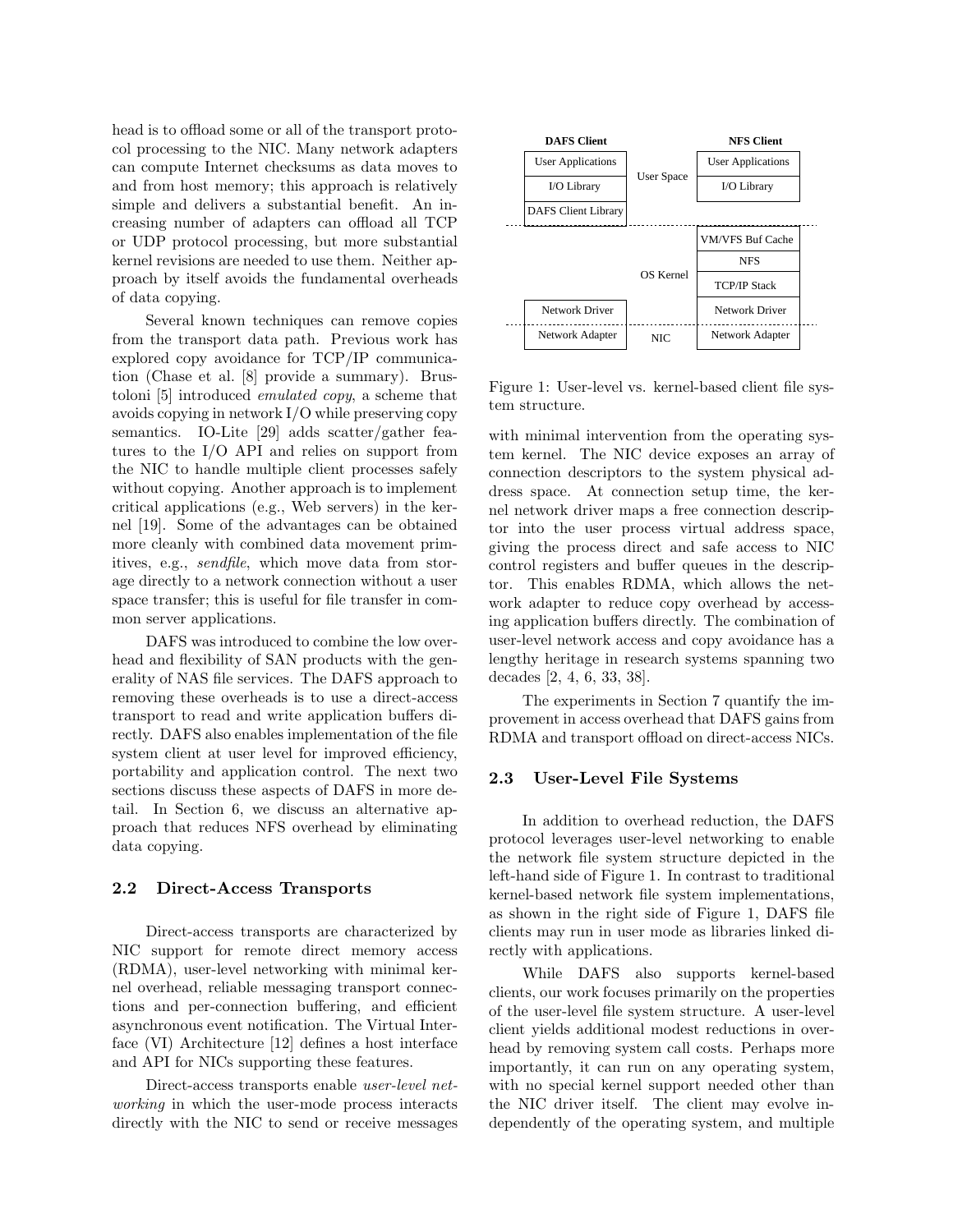head is to offload some or all of the transport protocol processing to the NIC. Many network adapters can compute Internet checksums as data moves to and from host memory; this approach is relatively simple and delivers a substantial benefit. An increasing number of adapters can offload all TCP or UDP protocol processing, but more substantial kernel revisions are needed to use them. Neither approach by itself avoids the fundamental overheads of data copying.

Several known techniques can remove copies from the transport data path. Previous work has explored copy avoidance for TCP/IP communication (Chase et al. [8] provide a summary). Brustoloni [5] introduced *emulated copy*, a scheme that avoids copying in network I/O while preserving copy semantics. IO-Lite [29] adds scatter/gather features to the I/O API and relies on support from the NIC to handle multiple client processes safely without copying. Another approach is to implement critical applications (e.g., Web servers) in the kernel [19]. Some of the advantages can be obtained more cleanly with combined data movement primitives, e.g., *sendfile*, which move data from storage directly to a network connection without a user space transfer; this is useful for file transfer in common server applications.

DAFS was introduced to combine the low overhead and flexibility of SAN products with the generality of NAS file services. The DAFS approach to removing these overheads is to use a direct-access transport to read and write application buffers directly. DAFS also enables implementation of the file system client at user level for improved efficiency, portability and application control. The next two sections discuss these aspects of DAFS in more detail. In Section 6, we discuss an alternative approach that reduces NFS overhead by eliminating data copying.

## 2.2 Direct-Access Transports

Direct-access transports are characterized by NIC support for remote direct memory access (RDMA), user-level networking with minimal kernel overhead, reliable messaging transport connections and per-connection buffering, and efficient asynchronous event notification. The Virtual Interface (VI) Architecture [12] defines a host interface and API for NICs supporting these features.

Direct-access transports enable *user-level networking* in which the user-mode process interacts directly with the NIC to send or receive messages with minimal intervention from the operating system kernel. The NIC device exposes an array of connection descriptors to the system physical address space. At connection setup time, the kernel network driver maps a free connection descriptor into the user process virtual address space, giving the process direct and safe access to NIC control registers and buffer queues in the descriptor. This enables RDMA, which allows the network adapter to reduce copy overhead by accessing application buffers directly. The combination of user-level network access and copy avoidance has a lengthy heritage in research systems spanning two decades [2, 4, 6, 33, 38].

| | DAFS Client | | NFS Client |
|---|---|---|---|
| User Space | User Applications | | User Applications |
| | I/O Library | | I/O Library |
| | DAFS Client Library | | |
| OS Kernel | | | VM/VFS Buf Cache |
| | | | NFS |
| | | | TCP/IP Stack |
| | Network Driver | | Network Driver |
| NIC | Network Adapter | | Network Adapter |

Figure 1: User-level vs. kernel-based client file system structure.

The experiments in Section 7 quantify the improvement in access overhead that DAFS gains from RDMA and transport offload on direct-access NICs.

## 2.3 User-Level File Systems

In addition to overhead reduction, the DAFS protocol leverages user-level networking to enable the network file system structure depicted in the left-hand side of Figure 1. In contrast to traditional kernel-based network file system implementations, as shown in the right side of Figure 1, DAFS file clients may run in user mode as libraries linked directly with applications.

While DAFS also supports kernel-based clients, our work focuses primarily on the properties of the user-level file system structure. A user-level client yields additional modest reductions in overhead by removing system call costs. Perhaps more importantly, it can run on any operating system, with no special kernel support needed other than the NIC driver itself. The client may evolve independently of the operating system, and multiple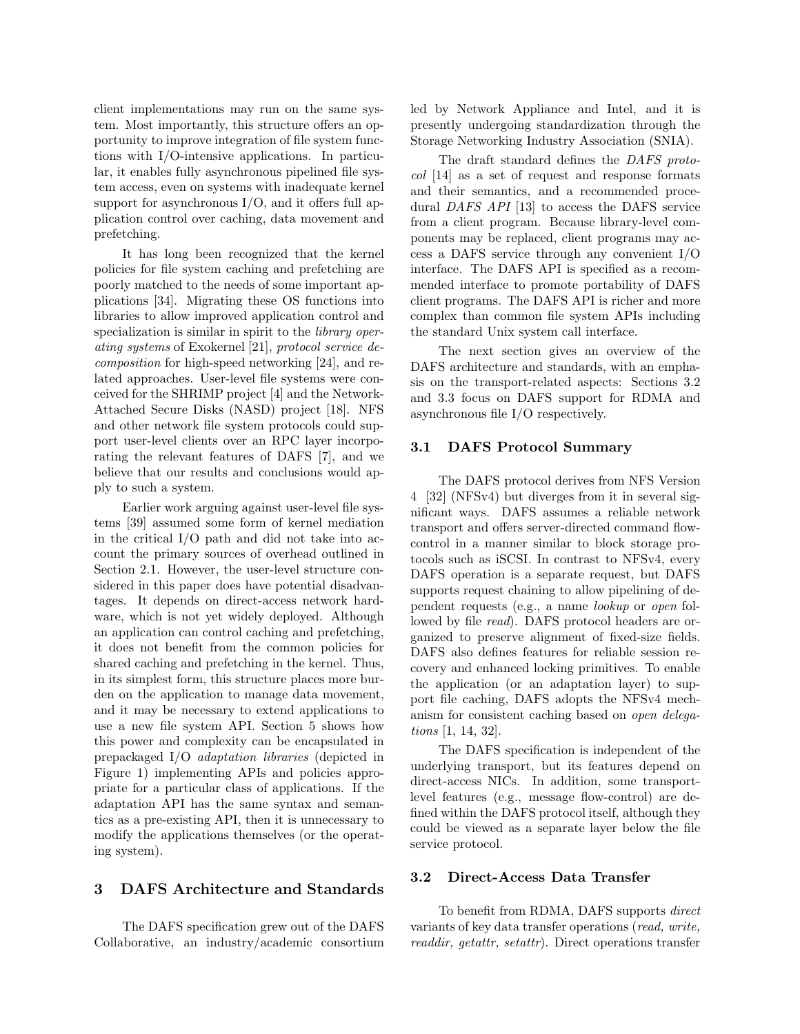client implementations may run on the same system. Most importantly, this structure offers an opportunity to improve integration of file system functions with I/O-intensive applications. In particular, it enables fully asynchronous pipelined file system access, even on systems with inadequate kernel support for asynchronous I/O, and it offers full application control over caching, data movement and prefetching.

It has long been recognized that the kernel policies for file system caching and prefetching are poorly matched to the needs of some important applications [34]. Migrating these OS functions into libraries to allow improved application control and specialization is similar in spirit to the *library operating systems* of Exokernel [21], *protocol service decomposition* for high-speed networking [24], and related approaches. User-level file systems were conceived for the SHRIMP project [4] and the Network-Attached Secure Disks (NASD) project [18]. NFS and other network file system protocols could support user-level clients over an RPC layer incorporating the relevant features of DAFS [7], and we believe that our results and conclusions would apply to such a system.

Earlier work arguing against user-level file systems [39] assumed some form of kernel mediation in the critical I/O path and did not take into account the primary sources of overhead outlined in Section 2.1. However, the user-level structure considered in this paper does have potential disadvantages. It depends on direct-access network hardware, which is not yet widely deployed. Although an application can control caching and prefetching, it does not benefit from the common policies for shared caching and prefetching in the kernel. Thus, in its simplest form, this structure places more burden on the application to manage data movement, and it may be necessary to extend applications to use a new file system API. Section 5 shows how this power and complexity can be encapsulated in prepackaged I/O *adaptation libraries* (depicted in Figure 1) implementing APIs and policies appropriate for a particular class of applications. If the adaptation API has the same syntax and semantics as a pre-existing API, then it is unnecessary to modify the applications themselves (or the operating system).

# 3 DAFS Architecture and Standards

The DAFS specification grew out of the DAFS Collaborative, an industry/academic consortium led by Network Appliance and Intel, and it is presently undergoing standardization through the Storage Networking Industry Association (SNIA).

The draft standard defines the *DAFS protocol* [14] as a set of request and response formats and their semantics, and a recommended procedural *DAFS API* [13] to access the DAFS service from a client program. Because library-level components may be replaced, client programs may access a DAFS service through any convenient I/O interface. The DAFS API is specified as a recommended interface to promote portability of DAFS client programs. The DAFS API is richer and more complex than common file system APIs including the standard Unix system call interface.

The next section gives an overview of the DAFS architecture and standards, with an emphasis on the transport-related aspects: Sections 3.2 and 3.3 focus on DAFS support for RDMA and asynchronous file I/O respectively.

## 3.1 DAFS Protocol Summary

The DAFS protocol derives from NFS Version 4 [32] (NFSv4) but diverges from it in several significant ways. DAFS assumes a reliable network transport and offers server-directed command flow-control in a manner similar to block storage protocols such as iSCSI. In contrast to NFSv4, every DAFS operation is a separate request, but DAFS supports request chaining to allow pipelining of dependent requests (e.g., a name *lookup* or *open* followed by file *read*). DAFS protocol headers are organized to preserve alignment of fixed-size fields. DAFS also defines features for reliable session recovery and enhanced locking primitives. To enable the application (or an adaptation layer) to support file caching, DAFS adopts the NFSv4 mechanism for consistent caching based on *open delegations* [1, 14, 32].

The DAFS specification is independent of the underlying transport, but its features depend on direct-access NICs. In addition, some transport-level features (e.g., message flow-control) are defined within the DAFS protocol itself, although they could be viewed as a separate layer below the file service protocol.

## 3.2 Direct-Access Data Transfer

To benefit from RDMA, DAFS supports *direct* variants of key data transfer operations (*read, write, readdir, getattr, setattr*). Direct operations transfer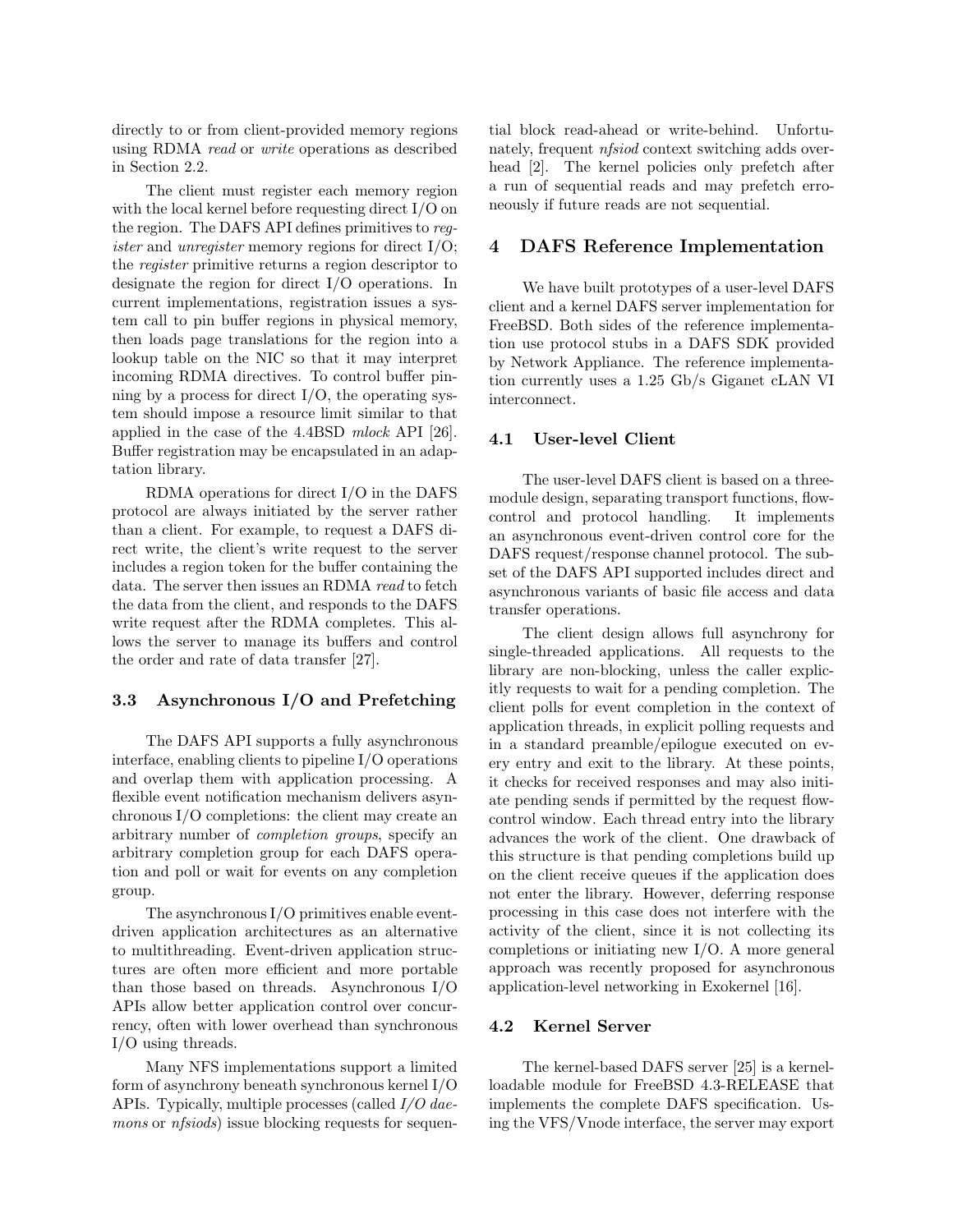directly to or from client-provided memory regions using RDMA *read* or *write* operations as described in Section 2.2.

The client must register each memory region with the local kernel before requesting direct I/O on the region. The DAFS API defines primitives to *register* and *unregister* memory regions for direct I/O; the *register* primitive returns a region descriptor to designate the region for direct I/O operations. In current implementations, registration issues a system call to pin buffer regions in physical memory, then loads page translations for the region into a lookup table on the NIC so that it may interpret incoming RDMA directives. To control buffer pinning by a process for direct I/O, the operating system should impose a resource limit similar to that applied in the case of the 4.4BSD *mlock* API [26]. Buffer registration may be encapsulated in an adaptation library.

RDMA operations for direct I/O in the DAFS protocol are always initiated by the server rather than a client. For example, to request a DAFS direct write, the client's write request to the server includes a region token for the buffer containing the data. The server then issues an RDMA *read* to fetch the data from the client, and responds to the DAFS write request after the RDMA completes. This allows the server to manage its buffers and control the order and rate of data transfer [27].

### 3.3 Asynchronous I/O and Prefetching

The DAFS API supports a fully asynchronous interface, enabling clients to pipeline I/O operations and overlap them with application processing. A flexible event notification mechanism delivers asynchronous I/O completions: the client may create an arbitrary number of *completion groups*, specify an arbitrary completion group for each DAFS operation and poll or wait for events on any completion group.

The asynchronous I/O primitives enable event-driven application architectures as an alternative to multithreading. Event-driven application structures are often more efficient and more portable than those based on threads. Asynchronous I/O APIs allow better application control over concurrency, often with lower overhead than synchronous I/O using threads.

Many NFS implementations support a limited form of asynchrony beneath synchronous kernel I/O APIs. Typically, multiple processes (called *I/O daemons* or *nfsiods*) issue blocking requests for sequential block read-ahead or write-behind. Unfortunately, frequent *nfsiod* context switching adds overhead [2]. The kernel policies only prefetch after a run of sequential reads and may prefetch erroneously if future reads are not sequential.

## 4 DAFS Reference Implementation

We have built prototypes of a user-level DAFS client and a kernel DAFS server implementation for FreeBSD. Both sides of the reference implementation use protocol stubs in a DAFS SDK provided by Network Appliance. The reference implementation currently uses a 1.25 Gb/s Giganet cLAN VI interconnect.

### 4.1 User-level Client

The user-level DAFS client is based on a three-module design, separating transport functions, flow-control and protocol handling. It implements an asynchronous event-driven control core for the DAFS request/response channel protocol. The subset of the DAFS API supported includes direct and asynchronous variants of basic file access and data transfer operations.

The client design allows full asynchrony for single-threaded applications. All requests to the library are non-blocking, unless the caller explicitly requests to wait for a pending completion. The client polls for event completion in the context of application threads, in explicit polling requests and in a standard preamble/epilogue executed on every entry and exit to the library. At these points, it checks for received responses and may also initiate pending sends if permitted by the request flow-control window. Each thread entry into the library advances the work of the client. One drawback of this structure is that pending completions build up on the client receive queues if the application does not enter the library. However, deferring response processing in this case does not interfere with the activity of the client, since it is not collecting its completions or initiating new I/O. A more general approach was recently proposed for asynchronous application-level networking in Exokernel [16].

### 4.2 Kernel Server

The kernel-based DAFS server [25] is a kernel-loadable module for FreeBSD 4.3-RELEASE that implements the complete DAFS specification. Using the VFS/Vnode interface, the server may export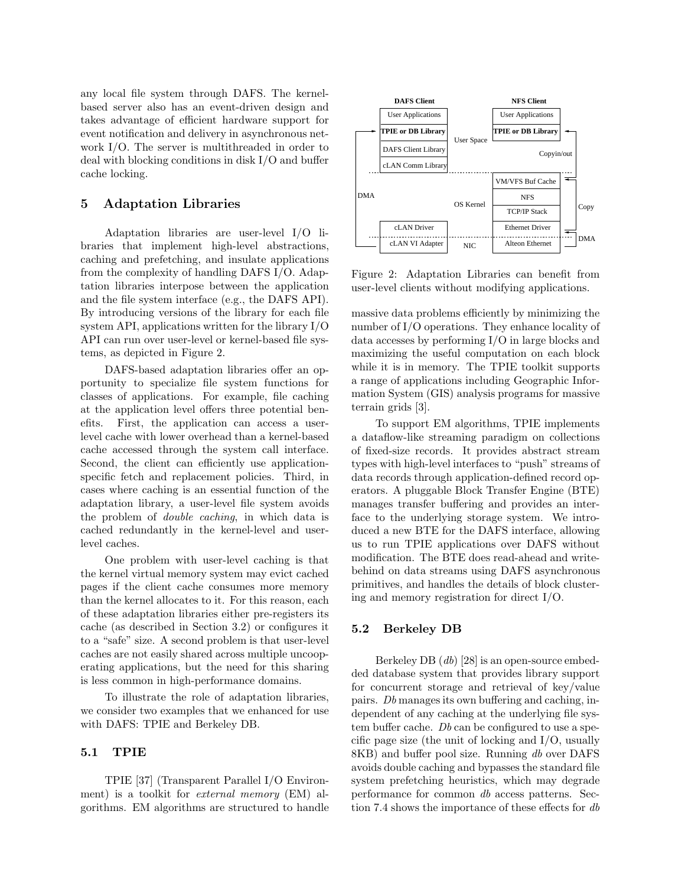any local file system through DAFS. The kernel-based server also has an event-driven design and takes advantage of efficient hardware support for event notification and delivery in asynchronous network I/O. The server is multithreaded in order to deal with blocking conditions in disk I/O and buffer cache locking.

## 5 Adaptation Libraries

Adaptation libraries are user-level I/O libraries that implement high-level abstractions, caching and prefetching, and insulate applications from the complexity of handling DAFS I/O. Adaptation libraries interpose between the application and the file system interface (e.g., the DAFS API). By introducing versions of the library for each file system API, applications written for the library I/O API can run over user-level or kernel-based file systems, as depicted in Figure 2.

DAFS-based adaptation libraries offer an opportunity to specialize file system functions for classes of applications. For example, file caching at the application level offers three potential benefits. First, the application can access a user-level cache with lower overhead than a kernel-based cache accessed through the system call interface. Second, the client can efficiently use application-specific fetch and replacement policies. Third, in cases where caching is an essential function of the adaptation library, a user-level file system avoids the problem of *double caching*, in which data is cached redundantly in the kernel-level and user-level caches.

One problem with user-level caching is that the kernel virtual memory system may evict cached pages if the client cache consumes more memory than the kernel allocates to it. For this reason, each of these adaptation libraries either pre-registers its cache (as described in Section 3.2) or configures it to a "safe" size. A second problem is that user-level caches are not easily shared across multiple uncooperating applications, but the need for this sharing is less common in high-performance domains.

To illustrate the role of adaptation libraries, we consider two examples that we enhanced for use with DAFS: TPIE and Berkeley DB.

### 5.1 TPIE

TPIE [37] (Transparent Parallel I/O Environment) is a toolkit for *external memory* (EM) algorithms. EM algorithms are structured to handle massive data problems efficiently by minimizing the number of I/O operations. They enhance locality of data accesses by performing I/O in large blocks and maximizing the useful computation on each block while it is in memory. The TPIE toolkit supports a range of applications including Geographic Information System (GIS) analysis programs for massive terrain grids [3].

To support EM algorithms, TPIE implements a dataflow-like streaming paradigm on collections of fixed-size records. It provides abstract stream types with high-level interfaces to "push" streams of data records through application-defined record operators. A pluggable Block Transfer Engine (BTE) manages transfer buffering and provides an interface to the underlying storage system. We introduced a new BTE for the DAFS interface, allowing us to run TPIE applications over DAFS without modification. The BTE does read-ahead and write-behind on data streams using DAFS asynchronous primitives, and handles the details of block clustering and memory registration for direct I/O.

| DAFS Client | | NFS Client |
|---|---|---|
| User Applications | | User Applications |
| **TPIE or DB Library** | User Space | **TPIE or DB Library** |
| DAFS Client Library | | Copyin/out |
| cLAN Comm Library | | |
| | | VM/VFS Buf Cache |
| DMA | OS Kernel | NFS |
| | | TCP/IP Stack (Copy) |
| cLAN Driver | | Ethernet Driver |
| cLAN VI Adapter | NIC | Alteon Ethernet (DMA) |

Figure 2: Adaptation Libraries can benefit from user-level clients without modifying applications.

### 5.2 Berkeley DB

Berkeley DB (*db*) [28] is an open-source embedded database system that provides library support for concurrent storage and retrieval of key/value pairs. *Db* manages its own buffering and caching, independent of any caching at the underlying file system buffer cache. *Db* can be configured to use a specific page size (the unit of locking and I/O, usually 8KB) and buffer pool size. Running *db* over DAFS avoids double caching and bypasses the standard file system prefetching heuristics, which may degrade performance for common *db* access patterns. Section 7.4 shows the importance of these effects for *db*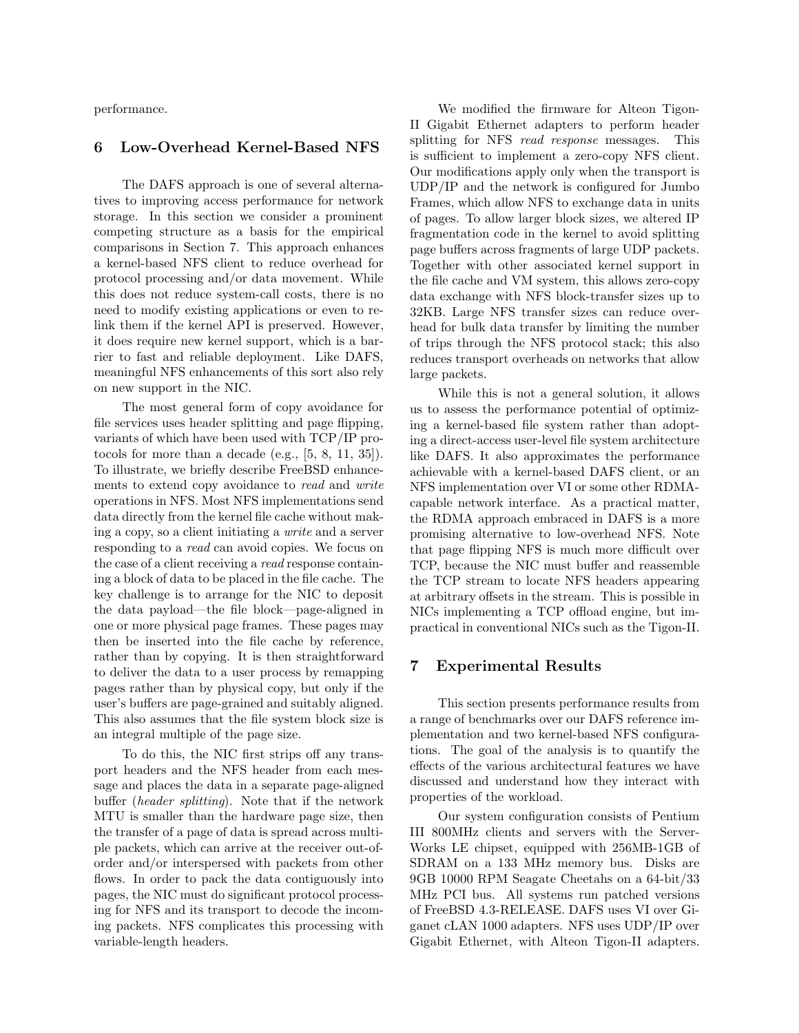performance.

## 6 Low-Overhead Kernel-Based NFS

The DAFS approach is one of several alternatives to improving access performance for network storage. In this section we consider a prominent competing structure as a basis for the empirical comparisons in Section 7. This approach enhances a kernel-based NFS client to reduce overhead for protocol processing and/or data movement. While this does not reduce system-call costs, there is no need to modify existing applications or even to relink them if the kernel API is preserved. However, it does require new kernel support, which is a barrier to fast and reliable deployment. Like DAFS, meaningful NFS enhancements of this sort also rely on new support in the NIC.

The most general form of copy avoidance for file services uses header splitting and page flipping, variants of which have been used with TCP/IP protocols for more than a decade (e.g., [5, 8, 11, 35]). To illustrate, we briefly describe FreeBSD enhancements to extend copy avoidance to *read* and *write* operations in NFS. Most NFS implementations send data directly from the kernel file cache without making a copy, so a client initiating a *write* and a server responding to a *read* can avoid copies. We focus on the case of a client receiving a *read* response containing a block of data to be placed in the file cache. The key challenge is to arrange for the NIC to deposit the data payload—the file block—page-aligned in one or more physical page frames. These pages may then be inserted into the file cache by reference, rather than by copying. It is then straightforward to deliver the data to a user process by remapping pages rather than by physical copy, but only if the user's buffers are page-grained and suitably aligned. This also assumes that the file system block size is an integral multiple of the page size.

To do this, the NIC first strips off any transport headers and the NFS header from each message and places the data in a separate page-aligned buffer (*header splitting*). Note that if the network MTU is smaller than the hardware page size, then the transfer of a page of data is spread across multiple packets, which can arrive at the receiver out-of-order and/or interspersed with packets from other flows. In order to pack the data contiguously into pages, the NIC must do significant protocol processing for NFS and its transport to decode the incoming packets. NFS complicates this processing with variable-length headers.

We modified the firmware for Alteon Tigon-II Gigabit Ethernet adapters to perform header splitting for NFS *read response* messages. This is sufficient to implement a zero-copy NFS client. Our modifications apply only when the transport is UDP/IP and the network is configured for Jumbo Frames, which allow NFS to exchange data in units of pages. To allow larger block sizes, we altered IP fragmentation code in the kernel to avoid splitting page buffers across fragments of large UDP packets. Together with other associated kernel support in the file cache and VM system, this allows zero-copy data exchange with NFS block-transfer sizes up to 32KB. Large NFS transfer sizes can reduce overhead for bulk data transfer by limiting the number of trips through the NFS protocol stack; this also reduces transport overheads on networks that allow large packets.

While this is not a general solution, it allows us to assess the performance potential of optimizing a kernel-based file system rather than adopting a direct-access user-level file system architecture like DAFS. It also approximates the performance achievable with a kernel-based DAFS client, or an NFS implementation over VI or some other RDMA-capable network interface. As a practical matter, the RDMA approach embraced in DAFS is a more promising alternative to low-overhead NFS. Note that page flipping NFS is much more difficult over TCP, because the NIC must buffer and reassemble the TCP stream to locate NFS headers appearing at arbitrary offsets in the stream. This is possible in NICs implementing a TCP offload engine, but impractical in conventional NICs such as the Tigon-II.

## 7 Experimental Results

This section presents performance results from a range of benchmarks over our DAFS reference implementation and two kernel-based NFS configurations. The goal of the analysis is to quantify the effects of the various architectural features we have discussed and understand how they interact with properties of the workload.

Our system configuration consists of Pentium III 800MHz clients and servers with the ServerWorks LE chipset, equipped with 256MB-1GB of SDRAM on a 133 MHz memory bus. Disks are 9GB 10000 RPM Seagate Cheetahs on a 64-bit/33 MHz PCI bus. All systems run patched versions of FreeBSD 4.3-RELEASE. DAFS uses VI over Giganet cLAN 1000 adapters. NFS uses UDP/IP over Gigabit Ethernet, with Alteon Tigon-II adapters.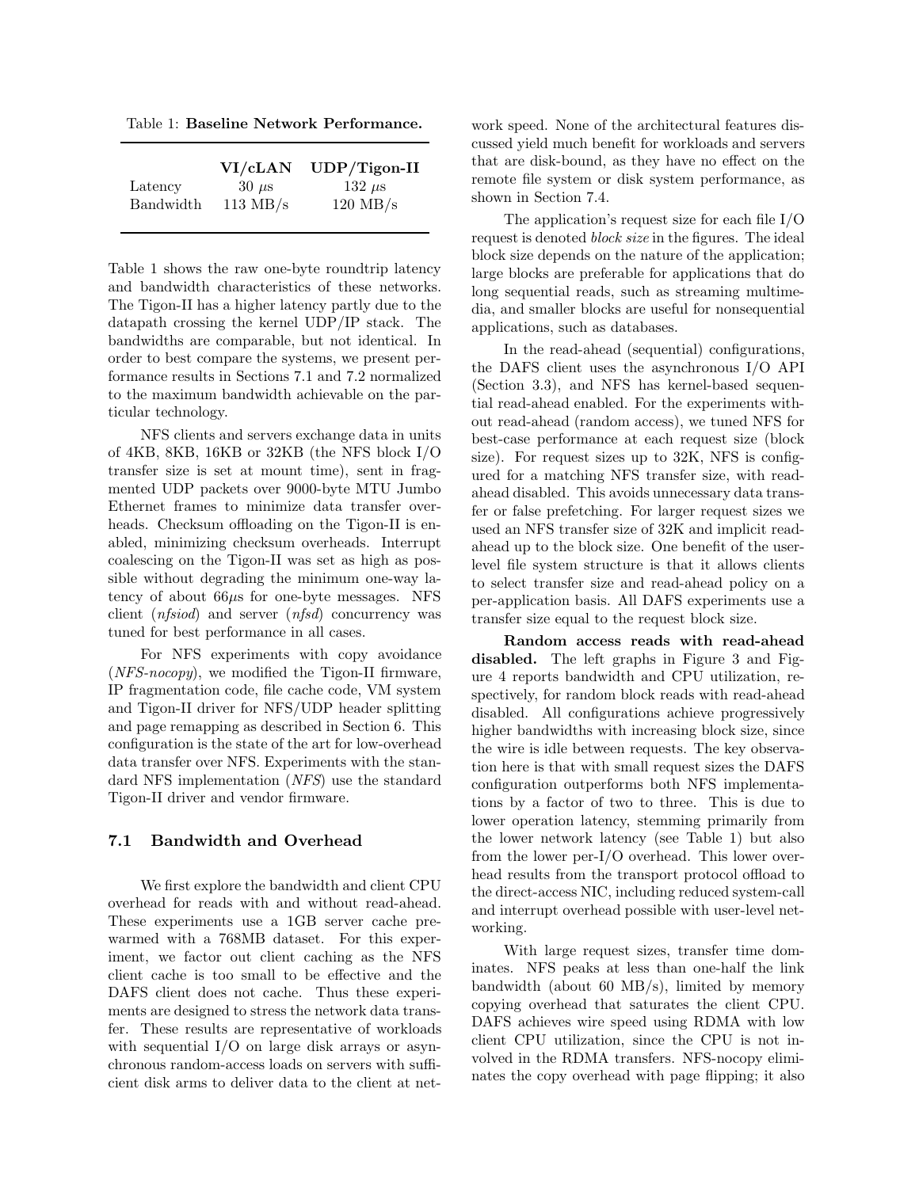Table 1: **Baseline Network Performance.**

| | VI/cLAN | UDP/Tigon-II |
|---|---|---|
| Latency | 30 $\mu$s | 132 $\mu$s |
| Bandwidth | 113 MB/s | 120 MB/s |

Table 1 shows the raw one-byte roundtrip latency and bandwidth characteristics of these networks. The Tigon-II has a higher latency partly due to the datapath crossing the kernel UDP/IP stack. The bandwidths are comparable, but not identical. In order to best compare the systems, we present performance results in Sections 7.1 and 7.2 normalized to the maximum bandwidth achievable on the particular technology.

NFS clients and servers exchange data in units of 4KB, 8KB, 16KB or 32KB (the NFS block I/O transfer size is set at mount time), sent in fragmented UDP packets over 9000-byte MTU Jumbo Ethernet frames to minimize data transfer overheads. Checksum offloading on the Tigon-II is enabled, minimizing checksum overheads. Interrupt coalescing on the Tigon-II was set as high as possible without degrading the minimum one-way latency of about 66$\mu$s for one-byte messages. NFS client (*nfsiod*) and server (*nfsd*) concurrency was tuned for best performance in all cases.

For NFS experiments with copy avoidance (*NFS-nocopy*), we modified the Tigon-II firmware, IP fragmentation code, file cache code, VM system and Tigon-II driver for NFS/UDP header splitting and page remapping as described in Section 6. This configuration is the state of the art for low-overhead data transfer over NFS. Experiments with the standard NFS implementation (*NFS*) use the standard Tigon-II driver and vendor firmware.

### 7.1 Bandwidth and Overhead

We first explore the bandwidth and client CPU overhead for reads with and without read-ahead. These experiments use a 1GB server cache prewarmed with a 768MB dataset. For this experiment, we factor out client caching as the NFS client cache is too small to be effective and the DAFS client does not cache. Thus these experiments are designed to stress the network data transfer. These results are representative of workloads with sequential I/O on large disk arrays or asynchronous random-access loads on servers with sufficient disk arms to deliver data to the client at network speed. None of the architectural features discussed yield much benefit for workloads and servers that are disk-bound, as they have no effect on the remote file system or disk system performance, as shown in Section 7.4.

The application's request size for each file I/O request is denoted *block size* in the figures. The ideal block size depends on the nature of the application; large blocks are preferable for applications that do long sequential reads, such as streaming multimedia, and smaller blocks are useful for nonsequential applications, such as databases.

In the read-ahead (sequential) configurations, the DAFS client uses the asynchronous I/O API (Section 3.3), and NFS has kernel-based sequential read-ahead enabled. For the experiments without read-ahead (random access), we tuned NFS for best-case performance at each request size (block size). For request sizes up to 32K, NFS is configured for a matching NFS transfer size, with read-ahead disabled. This avoids unnecessary data transfer or false prefetching. For larger request sizes we used an NFS transfer size of 32K and implicit read-ahead up to the block size. One benefit of the user-level file system structure is that it allows clients to select transfer size and read-ahead policy on a per-application basis. All DAFS experiments use a transfer size equal to the request block size.

**Random access reads with read-ahead disabled.** The left graphs in Figure 3 and Figure 4 reports bandwidth and CPU utilization, respectively, for random block reads with read-ahead disabled. All configurations achieve progressively higher bandwidths with increasing block size, since the wire is idle between requests. The key observation here is that with small request sizes the DAFS configuration outperforms both NFS implementations by a factor of two to three. This is due to lower operation latency, stemming primarily from the lower network latency (see Table 1) but also from the lower per-I/O overhead. This lower overhead results from the transport protocol offload to the direct-access NIC, including reduced system-call and interrupt overhead possible with user-level networking.

With large request sizes, transfer time dominates. NFS peaks at less than one-half the link bandwidth (about 60 MB/s), limited by memory copying overhead that saturates the client CPU. DAFS achieves wire speed using RDMA with low client CPU utilization, since the CPU is not involved in the RDMA transfers. NFS-nocopy eliminates the copy overhead with page flipping; it also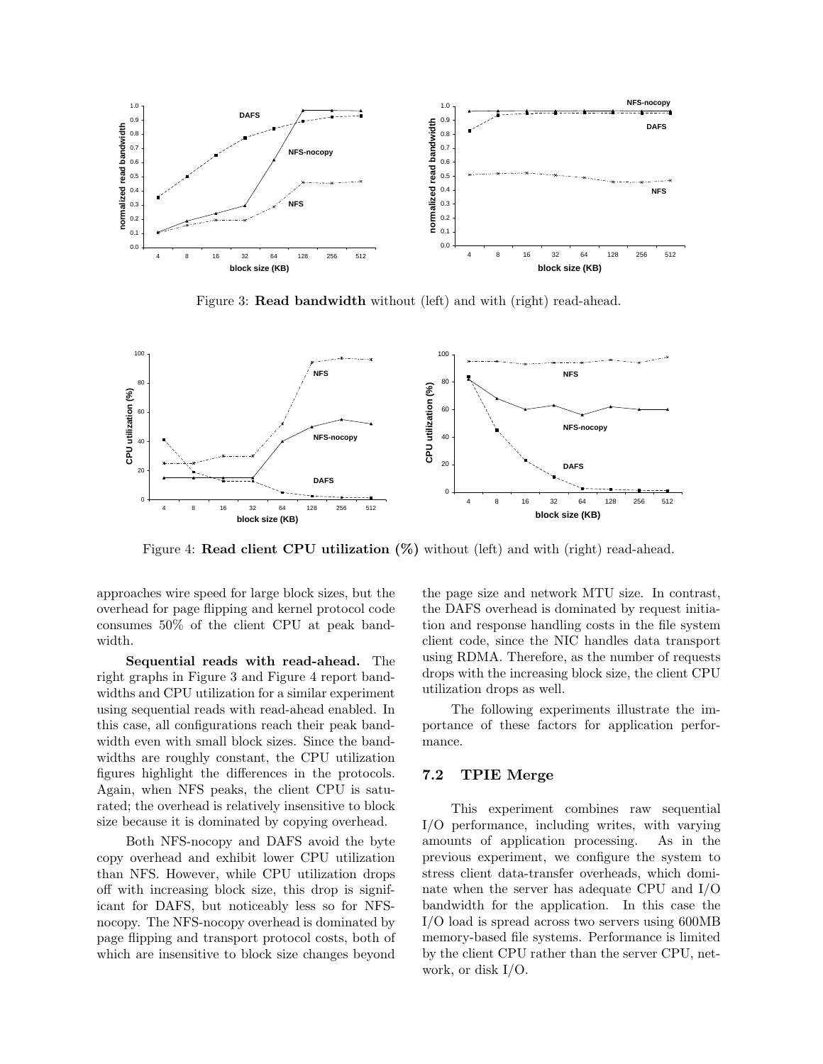Figure 3: **Read bandwidth** without (left) and with (right) read-ahead.

Figure 4: **Read client CPU utilization (%)** without (left) and with (right) read-ahead.

approaches wire speed for large block sizes, but the overhead for page flipping and kernel protocol code consumes 50% of the client CPU at peak bandwidth.

**Sequential reads with read-ahead.** The right graphs in Figure 3 and Figure 4 report bandwidths and CPU utilization for a similar experiment using sequential reads with read-ahead enabled. In this case, all configurations reach their peak bandwidth even with small block sizes. Since the bandwidths are roughly constant, the CPU utilization figures highlight the differences in the protocols. Again, when NFS peaks, the client CPU is saturated; the overhead is relatively insensitive to block size because it is dominated by copying overhead.

Both NFS-nocopy and DAFS avoid the byte copy overhead and exhibit lower CPU utilization than NFS. However, while CPU utilization drops off with increasing block size, this drop is significant for DAFS, but noticeably less so for NFS-nocopy. The NFS-nocopy overhead is dominated by page flipping and transport protocol costs, both of which are insensitive to block size changes beyond the page size and network MTU size. In contrast, the DAFS overhead is dominated by request initiation and response handling costs in the file system client code, since the NIC handles data transport using RDMA. Therefore, as the number of requests drops with the increasing block size, the client CPU utilization drops as well.

The following experiments illustrate the importance of these factors for application performance.

### 7.2 TPIE Merge

This experiment combines raw sequential I/O performance, including writes, with varying amounts of application processing. As in the previous experiment, we configure the system to stress client data-transfer overheads, which dominate when the server has adequate CPU and I/O bandwidth for the application. In this case the I/O load is spread across two servers using 600MB memory-based file systems. Performance is limited by the client CPU rather than the server CPU, network, or disk I/O.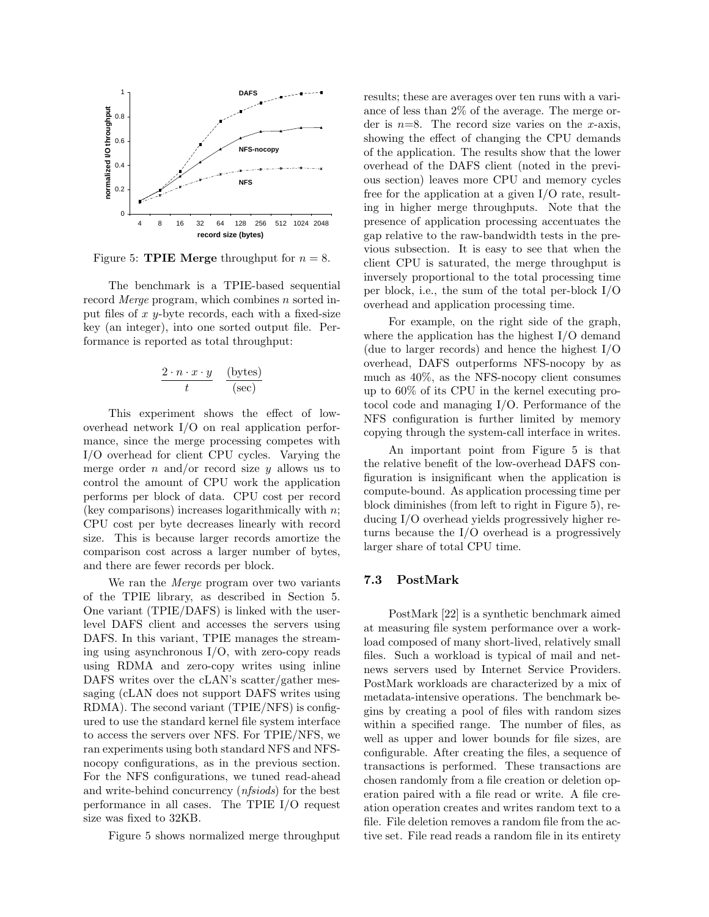Figure 5: **TPIE Merge** throughput for $n = 8$.

The benchmark is a TPIE-based sequential record *Merge* program, which combines $n$ sorted input files of $x$ $y$-byte records, each with a fixed-size key (an integer), into one sorted output file. Performance is reported as total throughput:

$$\frac{2 \cdot n \cdot x \cdot y}{t} \quad \frac{\text{(bytes)}}{\text{(sec)}}$$

This experiment shows the effect of low-overhead network I/O on real application performance, since the merge processing competes with I/O overhead for client CPU cycles. Varying the merge order $n$ and/or record size $y$ allows us to control the amount of CPU work the application performs per block of data. CPU cost per record (key comparisons) increases logarithmically with $n$; CPU cost per byte decreases linearly with record size. This is because larger records amortize the comparison cost across a larger number of bytes, and there are fewer records per block.

We ran the *Merge* program over two variants of the TPIE library, as described in Section 5. One variant (TPIE/DAFS) is linked with the user-level DAFS client and accesses the servers using DAFS. In this variant, TPIE manages the streaming using asynchronous I/O, with zero-copy reads using RDMA and zero-copy writes using inline DAFS writes over the cLAN's scatter/gather messaging (cLAN does not support DAFS writes using RDMA). The second variant (TPIE/NFS) is configured to use the standard kernel file system interface to access the servers over NFS. For TPIE/NFS, we ran experiments using both standard NFS and NFS-nocopy configurations, as in the previous section. For the NFS configurations, we tuned read-ahead and write-behind concurrency (*nfsiods*) for the best performance in all cases. The TPIE I/O request size was fixed to 32KB.

Figure 5 shows normalized merge throughput results; these are averages over ten runs with a variance of less than 2% of the average. The merge order is $n$=8. The record size varies on the $x$-axis, showing the effect of changing the CPU demands of the application. The results show that the lower overhead of the DAFS client (noted in the previous section) leaves more CPU and memory cycles free for the application at a given I/O rate, resulting in higher merge throughputs. Note that the presence of application processing accentuates the gap relative to the raw-bandwidth tests in the previous subsection. It is easy to see that when the client CPU is saturated, the merge throughput is inversely proportional to the total processing time per block, i.e., the sum of the total per-block I/O overhead and application processing time.

For example, on the right side of the graph, where the application has the highest I/O demand (due to larger records) and hence the highest I/O overhead, DAFS outperforms NFS-nocopy by as much as 40%, as the NFS-nocopy client consumes up to 60% of its CPU in the kernel executing protocol code and managing I/O. Performance of the NFS configuration is further limited by memory copying through the system-call interface in writes.

An important point from Figure 5 is that the relative benefit of the low-overhead DAFS configuration is insignificant when the application is compute-bound. As application processing time per block diminishes (from left to right in Figure 5), reducing I/O overhead yields progressively higher returns because the I/O overhead is a progressively larger share of total CPU time.

### 7.3 PostMark

PostMark [22] is a synthetic benchmark aimed at measuring file system performance over a workload composed of many short-lived, relatively small files. Such a workload is typical of mail and netnews servers used by Internet Service Providers. PostMark workloads are characterized by a mix of metadata-intensive operations. The benchmark begins by creating a pool of files with random sizes within a specified range. The number of files, as well as upper and lower bounds for file sizes, are configurable. After creating the files, a sequence of transactions is performed. These transactions are chosen randomly from a file creation or deletion operation paired with a file read or write. A file creation operation creates and writes random text to a file. File deletion removes a random file from the active set. File read reads a random file in its entirety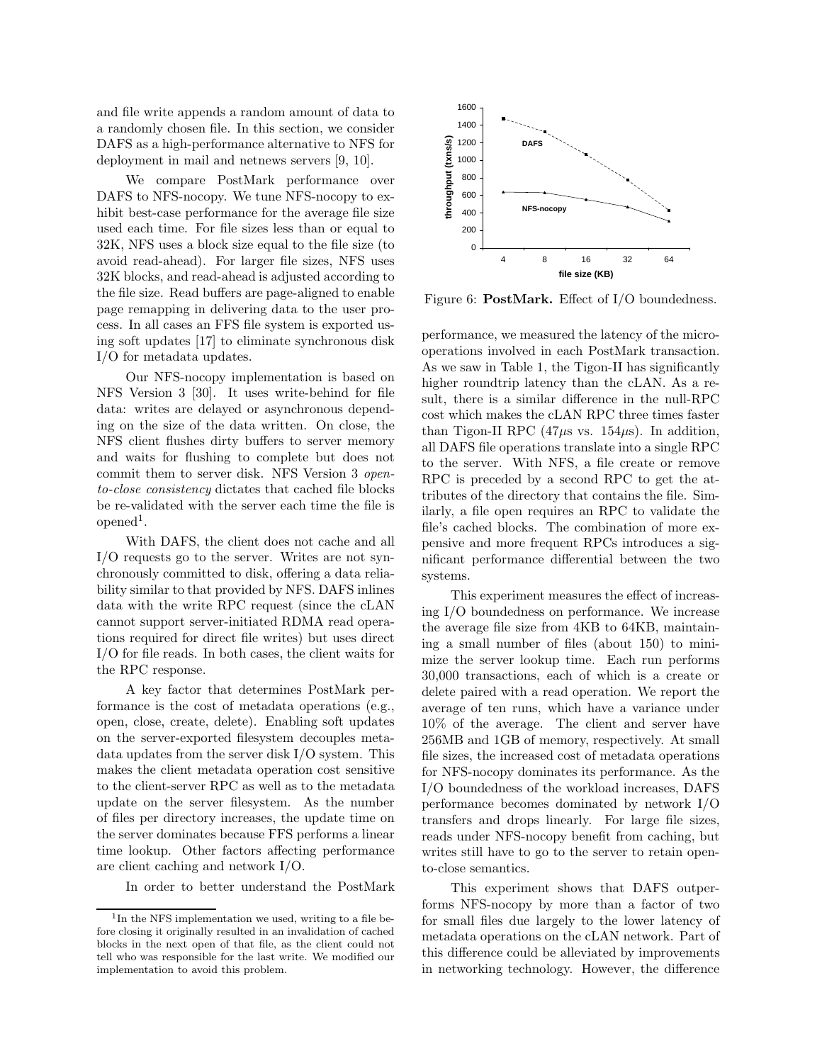and file write appends a random amount of data to a randomly chosen file. In this section, we consider DAFS as a high-performance alternative to NFS for deployment in mail and netnews servers [9, 10].

We compare PostMark performance over DAFS to NFS-nocopy. We tune NFS-nocopy to exhibit best-case performance for the average file size used each time. For file sizes less than or equal to 32K, NFS uses a block size equal to the file size (to avoid read-ahead). For larger file sizes, NFS uses 32K blocks, and read-ahead is adjusted according to the file size. Read buffers are page-aligned to enable page remapping in delivering data to the user process. In all cases an FFS file system is exported using soft updates [17] to eliminate synchronous disk I/O for metadata updates.

Our NFS-nocopy implementation is based on NFS Version 3 [30]. It uses write-behind for file data: writes are delayed or asynchronous depending on the size of the data written. On close, the NFS client flushes dirty buffers to server memory and waits for flushing to complete but does not commit them to server disk. NFS Version 3 *open-to-close consistency* dictates that cached file blocks be re-validated with the server each time the file is opened[1].

With DAFS, the client does not cache and all I/O requests go to the server. Writes are not synchronously committed to disk, offering a data reliability similar to that provided by NFS. DAFS inlines data with the write RPC request (since the cLAN cannot support server-initiated RDMA read operations required for direct file writes) but uses direct I/O for file reads. In both cases, the client waits for the RPC response.

A key factor that determines PostMark performance is the cost of metadata operations (e.g., open, close, create, delete). Enabling soft updates on the server-exported filesystem decouples metadata updates from the server disk I/O system. This makes the client metadata operation cost sensitive to the client-server RPC as well as to the metadata update on the server filesystem. As the number of files per directory increases, the update time on the server dominates because FFS performs a linear time lookup. Other factors affecting performance are client caching and network I/O.

In order to better understand the PostMark performance, we measured the latency of the micro-operations involved in each PostMark transaction. As we saw in Table 1, the Tigon-II has significantly higher roundtrip latency than the cLAN. As a result, there is a similar difference in the null-RPC cost which makes the cLAN RPC three times faster than Tigon-II RPC ($47\mu$s vs. $154\mu$s). In addition, all DAFS file operations translate into a single RPC to the server. With NFS, a file create or remove RPC is preceded by a second RPC to get the attributes of the directory that contains the file. Similarly, a file open requires an RPC to validate the file's cached blocks. The combination of more expensive and more frequent RPCs introduces a significant performance differential between the two systems.

Figure 6: **PostMark.** Effect of I/O boundedness.

This experiment measures the effect of increasing I/O boundedness on performance. We increase the average file size from 4KB to 64KB, maintaining a small number of files (about 150) to minimize the server lookup time. Each run performs 30,000 transactions, each of which is a create or delete paired with a read operation. We report the average of ten runs, which have a variance under 10% of the average. The client and server have 256MB and 1GB of memory, respectively. At small file sizes, the increased cost of metadata operations for NFS-nocopy dominates its performance. As the I/O boundedness of the workload increases, DAFS performance becomes dominated by network I/O transfers and drops linearly. For large file sizes, reads under NFS-nocopy benefit from caching, but writes still have to go to the server to retain open-to-close semantics.

This experiment shows that DAFS outperforms NFS-nocopy by more than a factor of two for small files due largely to the lower latency of metadata operations on the cLAN network. Part of this difference could be alleviated by improvements in networking technology. However, the difference

[1] In the NFS implementation we used, writing to a file before closing it originally resulted in an invalidation of cached blocks in the next open of that file, as the client could not tell who was responsible for the last write. We modified our implementation to avoid this problem.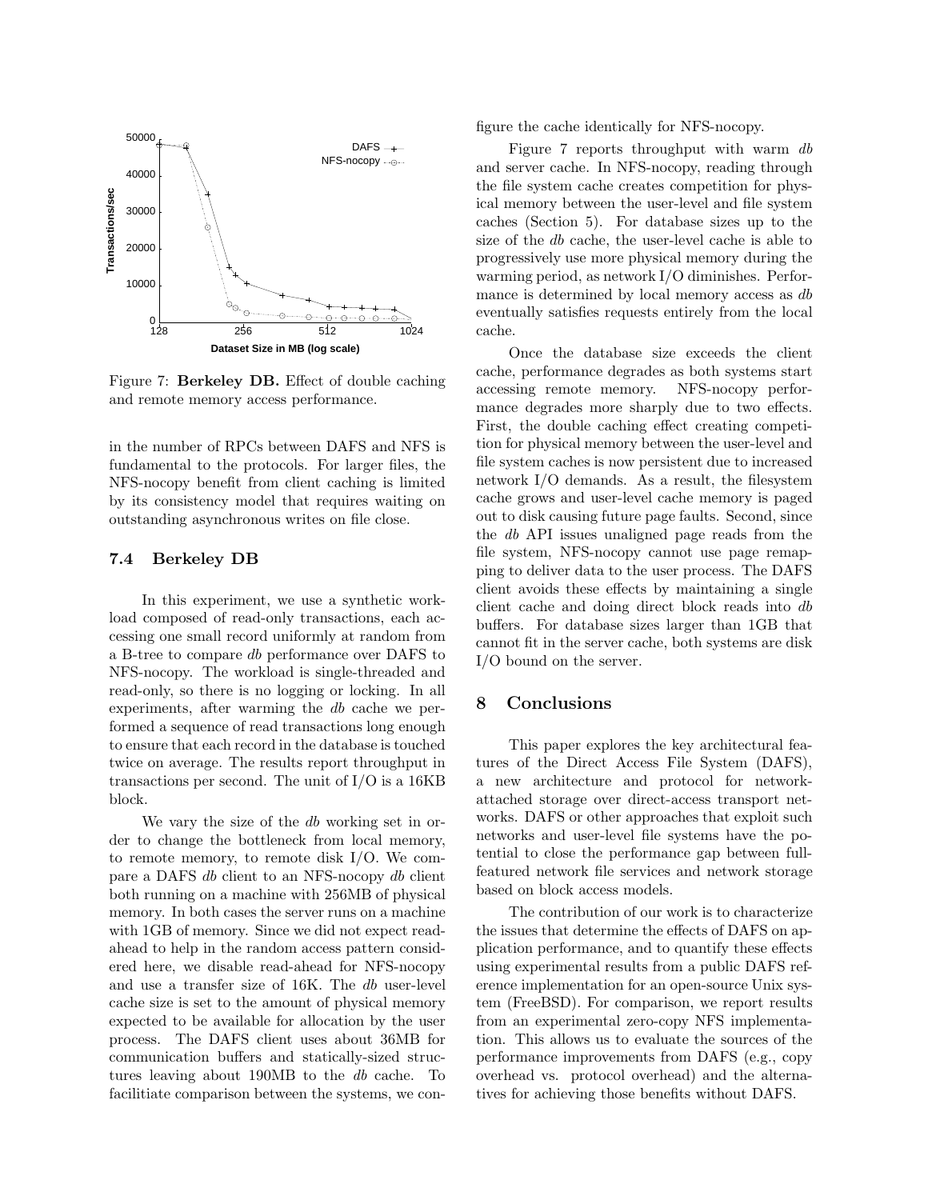Figure 7: **Berkeley DB.** Effect of double caching and remote memory access performance.

in the number of RPCs between DAFS and NFS is fundamental to the protocols. For larger files, the NFS-nocopy benefit from client caching is limited by its consistency model that requires waiting on outstanding asynchronous writes on file close.

### 7.4 Berkeley DB

In this experiment, we use a synthetic workload composed of read-only transactions, each accessing one small record uniformly at random from a B-tree to compare *db* performance over DAFS to NFS-nocopy. The workload is single-threaded and read-only, so there is no logging or locking. In all experiments, after warming the *db* cache we performed a sequence of read transactions long enough to ensure that each record in the database is touched twice on average. The results report throughput in transactions per second. The unit of I/O is a 16KB block.

We vary the size of the *db* working set in order to change the bottleneck from local memory, to remote memory, to remote disk I/O. We compare a DAFS *db* client to an NFS-nocopy *db* client both running on a machine with 256MB of physical memory. In both cases the server runs on a machine with 1GB of memory. Since we did not expect read-ahead to help in the random access pattern considered here, we disable read-ahead for NFS-nocopy and use a transfer size of 16K. The *db* user-level cache size is set to the amount of physical memory expected to be available for allocation by the user process. The DAFS client uses about 36MB for communication buffers and statically-sized structures leaving about 190MB to the *db* cache. To facilitiate comparison between the systems, we configure the cache identically for NFS-nocopy.

Figure 7 reports throughput with warm *db* and server cache. In NFS-nocopy, reading through the file system cache creates competition for physical memory between the user-level and file system caches (Section 5). For database sizes up to the size of the *db* cache, the user-level cache is able to progressively use more physical memory during the warming period, as network I/O diminishes. Performance is determined by local memory access as *db* eventually satisfies requests entirely from the local cache.

Once the database size exceeds the client cache, performance degrades as both systems start accessing remote memory. NFS-nocopy performance degrades more sharply due to two effects. First, the double caching effect creating competition for physical memory between the user-level and file system caches is now persistent due to increased network I/O demands. As a result, the filesystem cache grows and user-level cache memory is paged out to disk causing future page faults. Second, since the *db* API issues unaligned page reads from the file system, NFS-nocopy cannot use page remapping to deliver data to the user process. The DAFS client avoids these effects by maintaining a single client cache and doing direct block reads into *db* buffers. For database sizes larger than 1GB that cannot fit in the server cache, both systems are disk I/O bound on the server.

## 8 Conclusions

This paper explores the key architectural features of the Direct Access File System (DAFS), a new architecture and protocol for network-attached storage over direct-access transport networks. DAFS or other approaches that exploit such networks and user-level file systems have the potential to close the performance gap between full-featured network file services and network storage based on block access models.

The contribution of our work is to characterize the issues that determine the effects of DAFS on application performance, and to quantify these effects using experimental results from a public DAFS reference implementation for an open-source Unix system (FreeBSD). For comparison, we report results from an experimental zero-copy NFS implementation. This allows us to evaluate the sources of the performance improvements from DAFS (e.g., copy overhead vs. protocol overhead) and the alternatives for achieving those benefits without DAFS.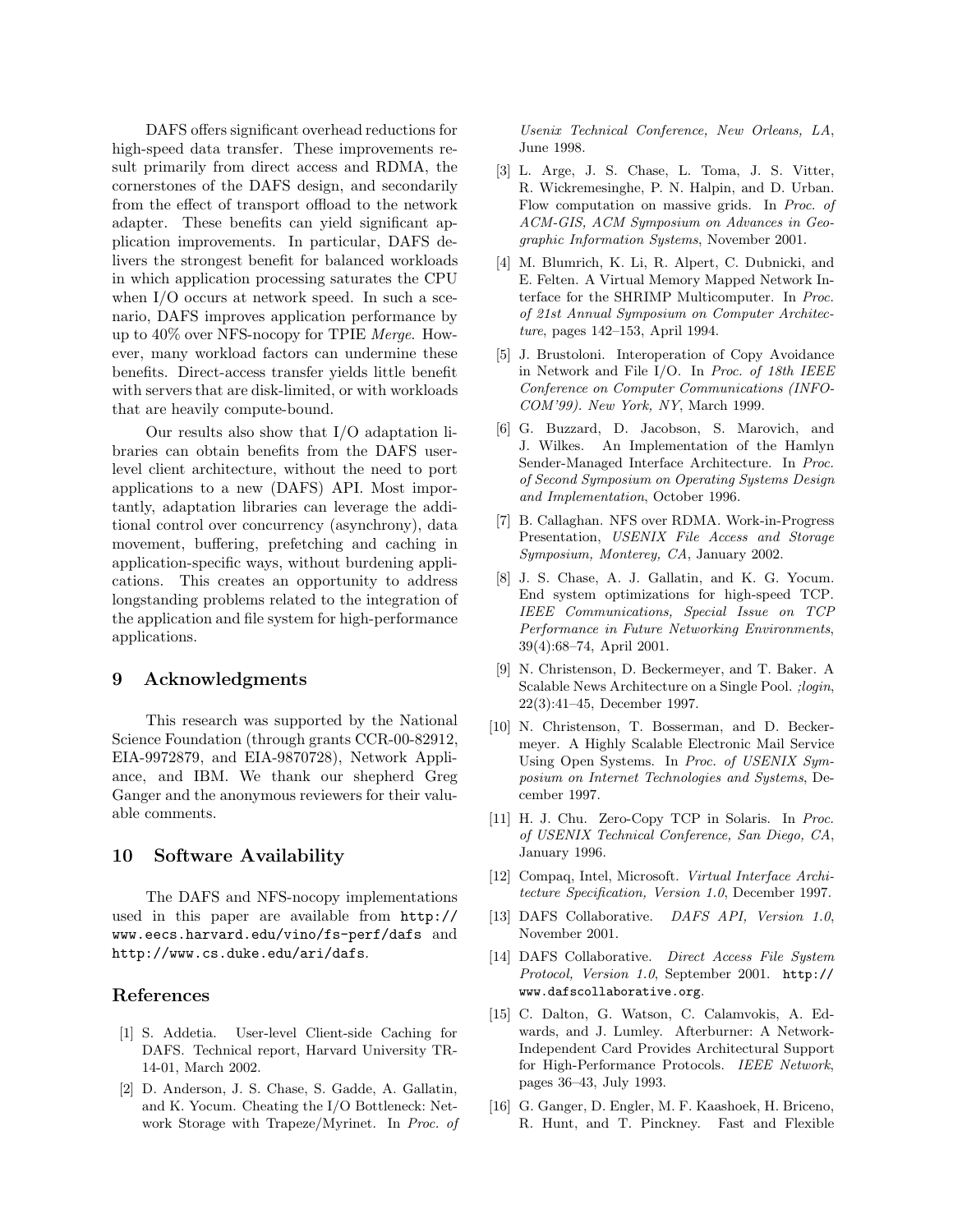DAFS offers significant overhead reductions for high-speed data transfer. These improvements result primarily from direct access and RDMA, the cornerstones of the DAFS design, and secondarily from the effect of transport offload to the network adapter. These benefits can yield significant application improvements. In particular, DAFS delivers the strongest benefit for balanced workloads in which application processing saturates the CPU when I/O occurs at network speed. In such a scenario, DAFS improves application performance by up to 40% over NFS-nocopy for TPIE *Merge*. However, many workload factors can undermine these benefits. Direct-access transfer yields little benefit with servers that are disk-limited, or with workloads that are heavily compute-bound.

Our results also show that I/O adaptation libraries can obtain benefits from the DAFS user-level client architecture, without the need to port applications to a new (DAFS) API. Most importantly, adaptation libraries can leverage the additional control over concurrency (asynchrony), data movement, buffering, prefetching and caching in application-specific ways, without burdening applications. This creates an opportunity to address longstanding problems related to the integration of the application and file system for high-performance applications.

## 9 Acknowledgments

This research was supported by the National Science Foundation (through grants CCR-00-82912, EIA-9972879, and EIA-9870728), Network Appliance, and IBM. We thank our shepherd Greg Ganger and the anonymous reviewers for their valuable comments.

## 10 Software Availability

The DAFS and NFS-nocopy implementations used in this paper are available from `http://www.eecs.harvard.edu/vino/fs-perf/dafs` and `http://www.cs.duke.edu/ari/dafs`.

## References

[1] S. Addetia. User-level Client-side Caching for DAFS. Technical report, Harvard University TR-14-01, March 2002.

[2] D. Anderson, J. S. Chase, S. Gadde, A. Gallatin, and K. Yocum. Cheating the I/O Bottleneck: Network Storage with Trapeze/Myrinet. In *Proc. of Usenix Technical Conference, New Orleans, LA*, June 1998.

[3] L. Arge, J. S. Chase, L. Toma, J. S. Vitter, R. Wickremesinghe, P. N. Halpin, and D. Urban. Flow computation on massive grids. In *Proc. of ACM-GIS, ACM Symposium on Advances in Geographic Information Systems*, November 2001.

[4] M. Blumrich, K. Li, R. Alpert, C. Dubnicki, and E. Felten. A Virtual Memory Mapped Network Interface for the SHRIMP Multicomputer. In *Proc. of 21st Annual Symposium on Computer Architecture*, pages 142–153, April 1994.

[5] J. Brustoloni. Interoperation of Copy Avoidance in Network and File I/O. In *Proc. of 18th IEEE Conference on Computer Communications (INFOCOM'99). New York, NY*, March 1999.

[6] G. Buzzard, D. Jacobson, S. Marovich, and J. Wilkes. An Implementation of the Hamlyn Sender-Managed Interface Architecture. In *Proc. of Second Symposium on Operating Systems Design and Implementation*, October 1996.

[7] B. Callaghan. NFS over RDMA. Work-in-Progress Presentation, *USENIX File Access and Storage Symposium, Monterey, CA*, January 2002.

[8] J. S. Chase, A. J. Gallatin, and K. G. Yocum. End system optimizations for high-speed TCP. *IEEE Communications, Special Issue on TCP Performance in Future Networking Environments*, 39(4):68–74, April 2001.

[9] N. Christenson, D. Beckermeyer, and T. Baker. A Scalable News Architecture on a Single Pool. *;login*, 22(3):41–45, December 1997.

[10] N. Christenson, T. Bosserman, and D. Beckermeyer. A Highly Scalable Electronic Mail Service Using Open Systems. In *Proc. of USENIX Symposium on Internet Technologies and Systems*, December 1997.

[11] H. J. Chu. Zero-Copy TCP in Solaris. In *Proc. of USENIX Technical Conference, San Diego, CA*, January 1996.

[12] Compaq, Intel, Microsoft. *Virtual Interface Architecture Specification, Version 1.0*, December 1997.

[13] DAFS Collaborative. *DAFS API, Version 1.0*, November 2001.

[14] DAFS Collaborative. *Direct Access File System Protocol, Version 1.0*, September 2001. `http://www.dafscollaborative.org`.

[15] C. Dalton, G. Watson, C. Calamvokis, A. Edwards, and J. Lumley. Afterburner: A Network-Independent Card Provides Architectural Support for High-Performance Protocols. *IEEE Network*, pages 36–43, July 1993.

[16] G. Ganger, D. Engler, M. F. Kaashoek, H. Briceno, R. Hunt, and T. Pinckney. Fast and Flexible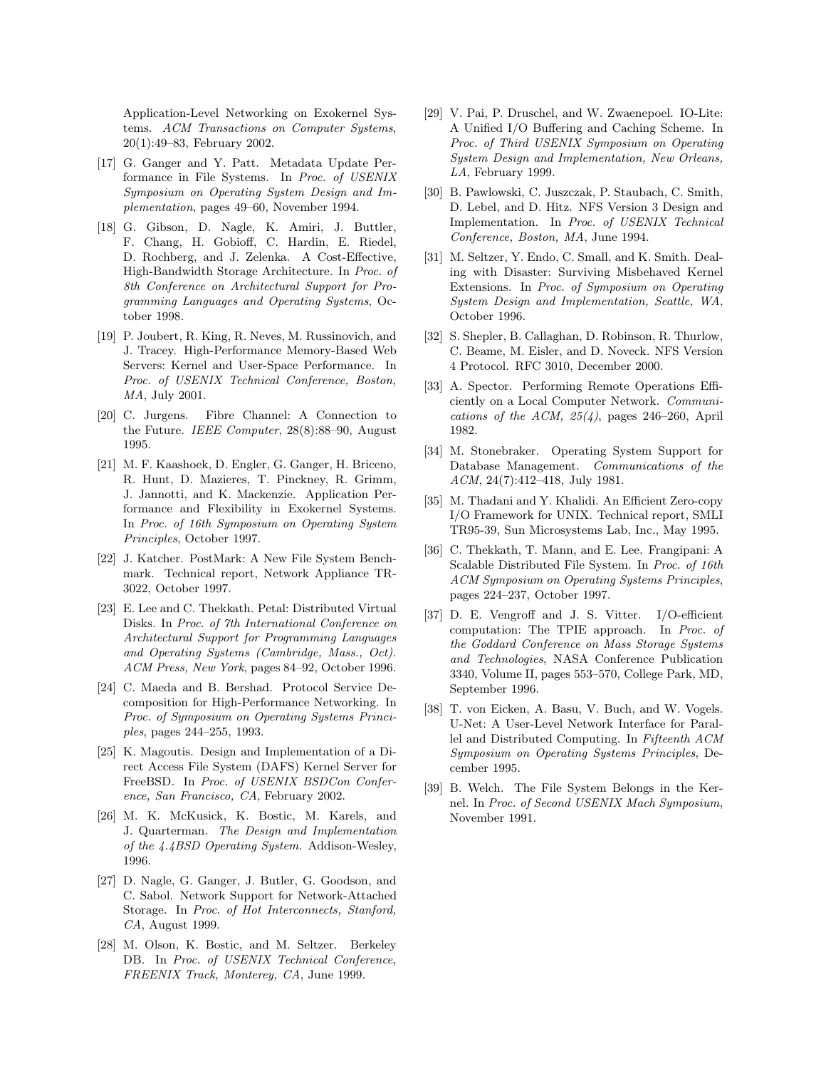Application-Level Networking on Exokernel Systems. *ACM Transactions on Computer Systems*, 20(1):49–83, February 2002.

[17] G. Ganger and Y. Patt. Metadata Update Performance in File Systems. In *Proc. of USENIX Symposium on Operating System Design and Implementation*, pages 49–60, November 1994.

[18] G. Gibson, D. Nagle, K. Amiri, J. Buttler, F. Chang, H. Gobioff, C. Hardin, E. Riedel, D. Rochberg, and J. Zelenka. A Cost-Effective, High-Bandwidth Storage Architecture. In *Proc. of 8th Conference on Architectural Support for Programming Languages and Operating Systems*, October 1998.

[19] P. Joubert, R. King, R. Neves, M. Russinovich, and J. Tracey. High-Performance Memory-Based Web Servers: Kernel and User-Space Performance. In *Proc. of USENIX Technical Conference, Boston, MA*, July 2001.

[20] C. Jurgens. Fibre Channel: A Connection to the Future. *IEEE Computer*, 28(8):88–90, August 1995.

[21] M. F. Kaashoek, D. Engler, G. Ganger, H. Briceno, R. Hunt, D. Mazieres, T. Pinckney, R. Grimm, J. Jannotti, and K. Mackenzie. Application Performance and Flexibility in Exokernel Systems. In *Proc. of 16th Symposium on Operating System Principles*, October 1997.

[22] J. Katcher. PostMark: A New File System Benchmark. Technical report, Network Appliance TR-3022, October 1997.

[23] E. Lee and C. Thekkath. Petal: Distributed Virtual Disks. In *Proc. of 7th International Conference on Architectural Support for Programming Languages and Operating Systems (Cambridge, Mass., Oct). ACM Press, New York*, pages 84–92, October 1996.

[24] C. Maeda and B. Bershad. Protocol Service Decomposition for High-Performance Networking. In *Proc. of Symposium on Operating Systems Principles*, pages 244–255, 1993.

[25] K. Magoutis. Design and Implementation of a Direct Access File System (DAFS) Kernel Server for FreeBSD. In *Proc. of USENIX BSDCon Conference, San Francisco, CA*, February 2002.

[26] M. K. McKusick, K. Bostic, M. Karels, and J. Quarterman. *The Design and Implementation of the 4.4BSD Operating System*. Addison-Wesley, 1996.

[27] D. Nagle, G. Ganger, J. Butler, G. Goodson, and C. Sabol. Network Support for Network-Attached Storage. In *Proc. of Hot Interconnects, Stanford, CA*, August 1999.

[28] M. Olson, K. Bostic, and M. Seltzer. Berkeley DB. In *Proc. of USENIX Technical Conference, FREENIX Track, Monterey, CA*, June 1999.

[29] V. Pai, P. Druschel, and W. Zwaenepoel. IO-Lite: A Unified I/O Buffering and Caching Scheme. In *Proc. of Third USENIX Symposium on Operating System Design and Implementation, New Orleans, LA*, February 1999.

[30] B. Pawlowski, C. Juszczak, P. Staubach, C. Smith, D. Lebel, and D. Hitz. NFS Version 3 Design and Implementation. In *Proc. of USENIX Technical Conference, Boston, MA*, June 1994.

[31] M. Seltzer, Y. Endo, C. Small, and K. Smith. Dealing with Disaster: Surviving Misbehaved Kernel Extensions. In *Proc. of Symposium on Operating System Design and Implementation, Seattle, WA*, October 1996.

[32] S. Shepler, B. Callaghan, D. Robinson, R. Thurlow, C. Beame, M. Eisler, and D. Noveck. NFS Version 4 Protocol. RFC 3010, December 2000.

[33] A. Spector. Performing Remote Operations Efficiently on a Local Computer Network. *Communications of the ACM, 25(4)*, pages 246–260, April 1982.

[34] M. Stonebraker. Operating System Support for Database Management. *Communications of the ACM*, 24(7):412–418, July 1981.

[35] M. Thadani and Y. Khalidi. An Efficient Zero-copy I/O Framework for UNIX. Technical report, SMLI TR95-39, Sun Microsystems Lab, Inc., May 1995.

[36] C. Thekkath, T. Mann, and E. Lee. Frangipani: A Scalable Distributed File System. In *Proc. of 16th ACM Symposium on Operating Systems Principles*, pages 224–237, October 1997.

[37] D. E. Vengroff and J. S. Vitter. I/O-efficient computation: The TPIE approach. In *Proc. of the Goddard Conference on Mass Storage Systems and Technologies*, NASA Conference Publication 3340, Volume II, pages 553–570, College Park, MD, September 1996.

[38] T. von Eicken, A. Basu, V. Buch, and W. Vogels. U-Net: A User-Level Network Interface for Parallel and Distributed Computing. In *Fifteenth ACM Symposium on Operating Systems Principles*, December 1995.

[39] B. Welch. The File System Belongs in the Kernel. In *Proc. of Second USENIX Mach Symposium*, November 1991.